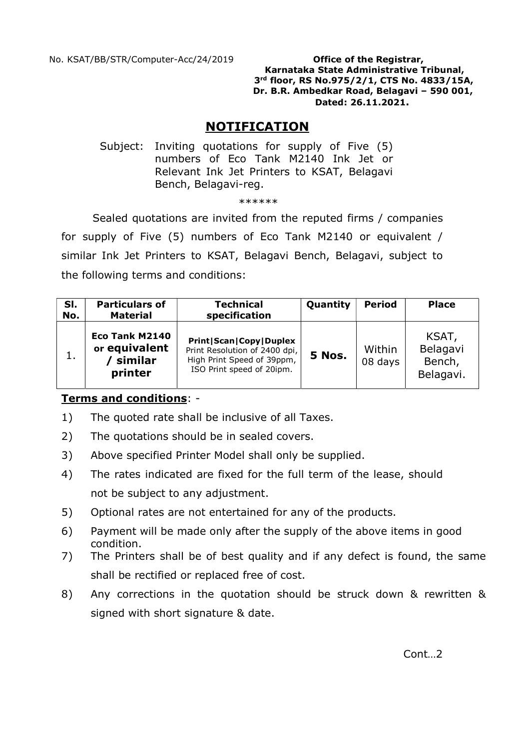No. KSAT/BB/STR/Computer-Acc/24/2019

**Office of the Registrar,**
**Karnataka State Administrative Tribunal,**
**3rd floor, RS No.975/2/1, CTS No. 4833/15A,**
**Dr. B.R. Ambedkar Road, Belagavi – 590 001,**
**Dated: 26.11.2021.**

# NOTIFICATION

Subject: Inviting quotations for supply of Five (5) numbers of Eco Tank M2140 Ink Jet or Relevant Ink Jet Printers to KSAT, Belagavi Bench, Belagavi-reg.

\*\*\*\*\*\*

Sealed quotations are invited from the reputed firms / companies for supply of Five (5) numbers of Eco Tank M2140 or equivalent / similar Ink Jet Printers to KSAT, Belagavi Bench, Belagavi, subject to the following terms and conditions:

| Sl. No. | Particulars of Material | Technical specification | Quantity | Period | Place |
|---|---|---|---|---|---|
| 1. | **Eco Tank M2140 or equivalent / similar printer** | **Print\|Scan\|Copy\|Duplex** Print Resolution of 2400 dpi, High Print Speed of 39ppm, ISO Print speed of 20ipm. | **5 Nos.** | Within 08 days | KSAT, Belagavi Bench, Belagavi. |

**Terms and conditions**: -

1) The quoted rate shall be inclusive of all Taxes.
2) The quotations should be in sealed covers.
3) Above specified Printer Model shall only be supplied.
4) The rates indicated are fixed for the full term of the lease, should not be subject to any adjustment.
5) Optional rates are not entertained for any of the products.
6) Payment will be made only after the supply of the above items in good condition.
7) The Printers shall be of best quality and if any defect is found, the same shall be rectified or replaced free of cost.
8) Any corrections in the quotation should be struck down & rewritten & signed with short signature & date.

Cont…2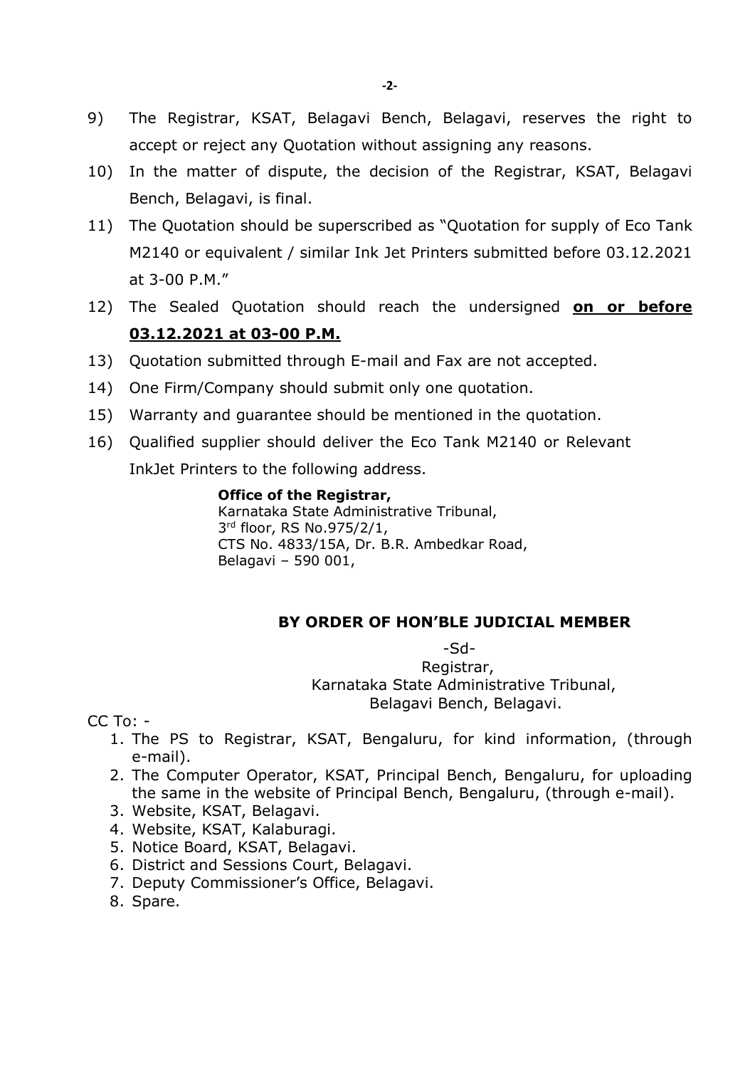9) The Registrar, KSAT, Belagavi Bench, Belagavi, reserves the right to accept or reject any Quotation without assigning any reasons.
10) In the matter of dispute, the decision of the Registrar, KSAT, Belagavi Bench, Belagavi, is final.
11) The Quotation should be superscribed as "Quotation for supply of Eco Tank M2140 or equivalent / similar Ink Jet Printers submitted before 03.12.2021 at 3-00 P.M."
12) The Sealed Quotation should reach the undersigned **on or before 03.12.2021 at 03-00 P.M.**
13) Quotation submitted through E-mail and Fax are not accepted.
14) One Firm/Company should submit only one quotation.
15) Warranty and guarantee should be mentioned in the quotation.
16) Qualified supplier should deliver the Eco Tank M2140 or Relevant InkJet Printers to the following address.

**Office of the Registrar,**
Karnataka State Administrative Tribunal,
3rd floor, RS No.975/2/1,
CTS No. 4833/15A, Dr. B.R. Ambedkar Road,
Belagavi – 590 001,

**BY ORDER OF HON'BLE JUDICIAL MEMBER**

-Sd-
Registrar,
Karnataka State Administrative Tribunal,
Belagavi Bench, Belagavi.

CC To: -

1. The PS to Registrar, KSAT, Bengaluru, for kind information, (through e-mail).
2. The Computer Operator, KSAT, Principal Bench, Bengaluru, for uploading the same in the website of Principal Bench, Bengaluru, (through e-mail).
3. Website, KSAT, Belagavi.
4. Website, KSAT, Kalaburagi.
5. Notice Board, KSAT, Belagavi.
6. District and Sessions Court, Belagavi.
7. Deputy Commissioner's Office, Belagavi.
8. Spare.